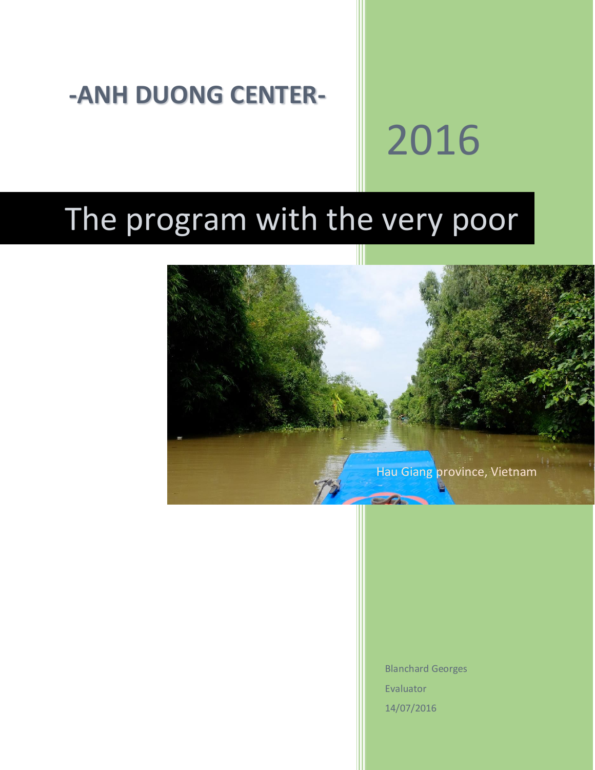# -ANH DUONG CENTER-

2016

# The program with the very poor

Hau Giang province, Vietnam

Blanchard Georges

Evaluator

14/07/2016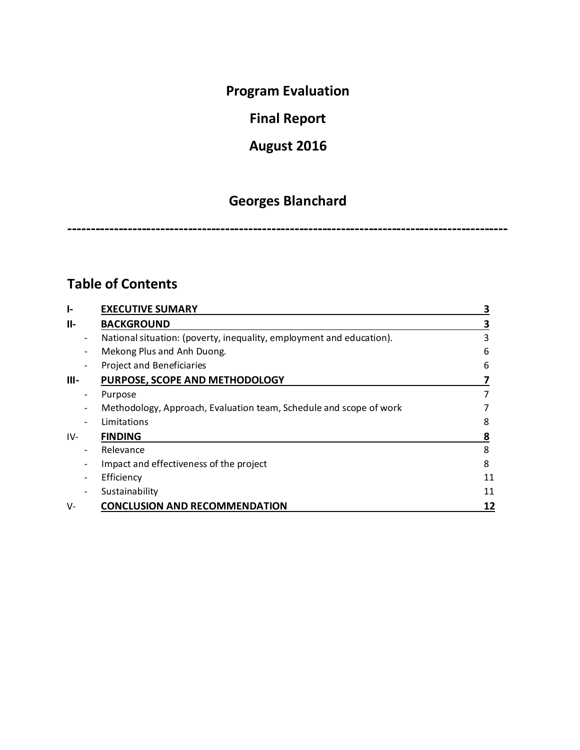# Program Evaluation

# Final Report

# August 2016

## Georges Blanchard

------------------------------------------------------------------------------------------------

## Table of Contents

| | | |
|---|---|---|
| **I-** | **EXECUTIVE SUMARY** | **3** |
| **II-** | **BACKGROUND** | **3** |
| - | National situation: (poverty, inequality, employment and education). | 3 |
| - | Mekong Plus and Anh Duong. | 6 |
| - | Project and Beneficiaries | 6 |
| **III-** | **PURPOSE, SCOPE AND METHODOLOGY** | **7** |
| - | Purpose | 7 |
| - | Methodology, Approach, Evaluation team, Schedule and scope of work | 7 |
| - | Limitations | 8 |
| IV- | **FINDING** | **8** |
| - | Relevance | 8 |
| - | Impact and effectiveness of the project | 8 |
| - | Efficiency | 11 |
| - | Sustainability | 11 |
| V- | **CONCLUSION AND RECOMMENDATION** | **12** |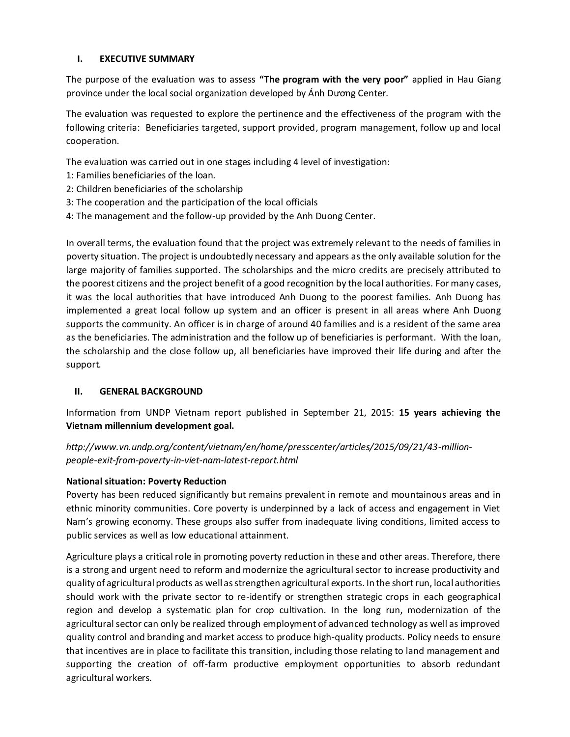## I. EXECUTIVE SUMMARY

The purpose of the evaluation was to assess **"The program with the very poor"** applied in Hau Giang province under the local social organization developed by Ánh Dương Center.

The evaluation was requested to explore the pertinence and the effectiveness of the program with the following criteria: Beneficiaries targeted, support provided, program management, follow up and local cooperation.

The evaluation was carried out in one stages including 4 level of investigation:
1: Families beneficiaries of the loan.
2: Children beneficiaries of the scholarship
3: The cooperation and the participation of the local officials
4: The management and the follow-up provided by the Anh Duong Center.

In overall terms, the evaluation found that the project was extremely relevant to the needs of families in poverty situation. The project is undoubtedly necessary and appears as the only available solution for the large majority of families supported. The scholarships and the micro credits are precisely attributed to the poorest citizens and the project benefit of a good recognition by the local authorities. For many cases, it was the local authorities that have introduced Anh Duong to the poorest families. Anh Duong has implemented a great local follow up system and an officer is present in all areas where Anh Duong supports the community. An officer is in charge of around 40 families and is a resident of the same area as the beneficiaries. The administration and the follow up of beneficiaries is performant. With the loan, the scholarship and the close follow up, all beneficiaries have improved their life during and after the support.

## II. GENERAL BACKGROUND

Information from UNDP Vietnam report published in September 21, 2015: **15 years achieving the Vietnam millennium development goal.**

*http://www.vn.undp.org/content/vietnam/en/home/presscenter/articles/2015/09/21/43-million-people-exit-from-poverty-in-viet-nam-latest-report.html*

**National situation: Poverty Reduction**

Poverty has been reduced significantly but remains prevalent in remote and mountainous areas and in ethnic minority communities. Core poverty is underpinned by a lack of access and engagement in Viet Nam's growing economy. These groups also suffer from inadequate living conditions, limited access to public services as well as low educational attainment.

Agriculture plays a critical role in promoting poverty reduction in these and other areas. Therefore, there is a strong and urgent need to reform and modernize the agricultural sector to increase productivity and quality of agricultural products as well as strengthen agricultural exports. In the short run, local authorities should work with the private sector to re-identify or strengthen strategic crops in each geographical region and develop a systematic plan for crop cultivation. In the long run, modernization of the agricultural sector can only be realized through employment of advanced technology as well as improved quality control and branding and market access to produce high-quality products. Policy needs to ensure that incentives are in place to facilitate this transition, including those relating to land management and supporting the creation of off-farm productive employment opportunities to absorb redundant agricultural workers.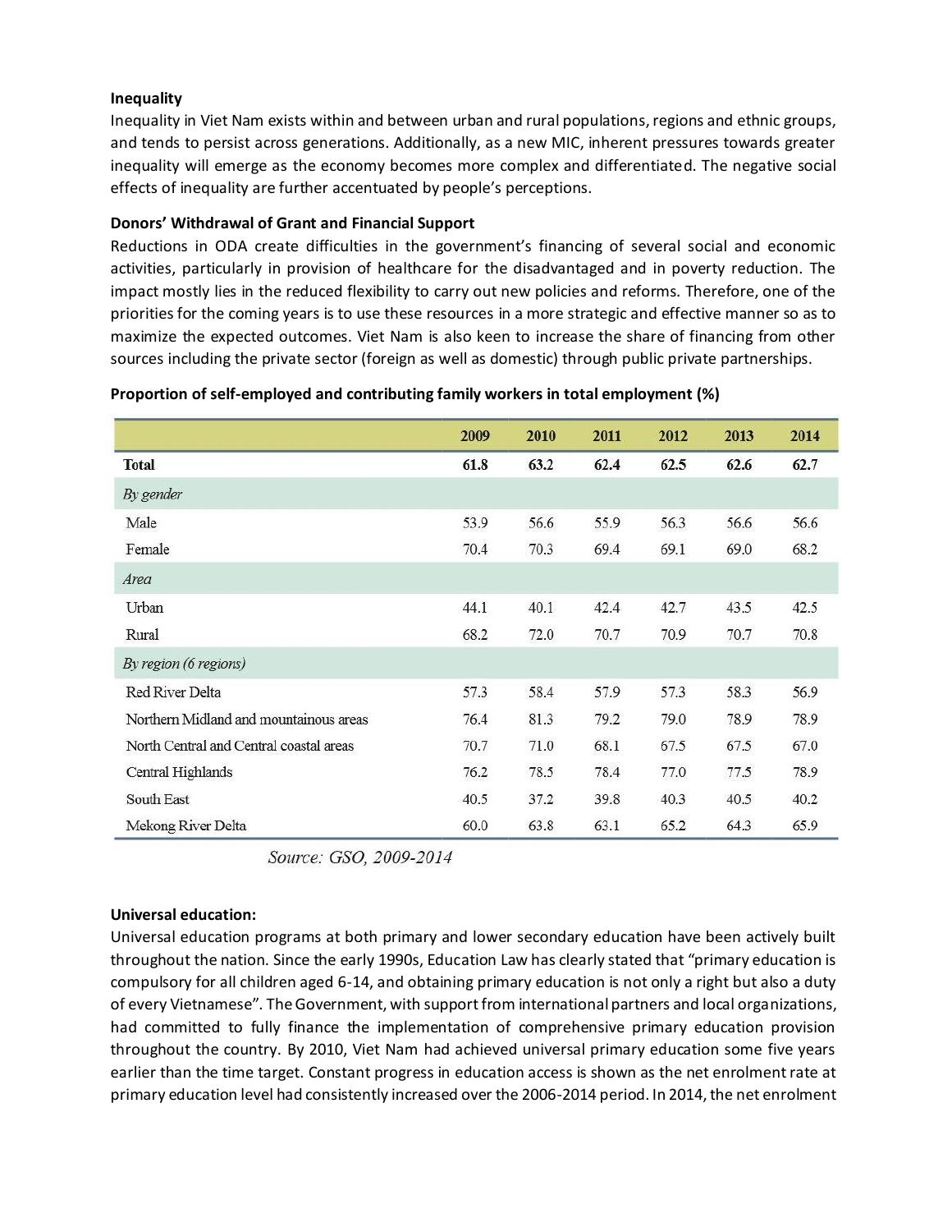**Inequality**

Inequality in Viet Nam exists within and between urban and rural populations, regions and ethnic groups, and tends to persist across generations. Additionally, as a new MIC, inherent pressures towards greater inequality will emerge as the economy becomes more complex and differentiated. The negative social effects of inequality are further accentuated by people's perceptions.

**Donors' Withdrawal of Grant and Financial Support**

Reductions in ODA create difficulties in the government's financing of several social and economic activities, particularly in provision of healthcare for the disadvantaged and in poverty reduction. The impact mostly lies in the reduced flexibility to carry out new policies and reforms. Therefore, one of the priorities for the coming years is to use these resources in a more strategic and effective manner so as to maximize the expected outcomes. Viet Nam is also keen to increase the share of financing from other sources including the private sector (foreign as well as domestic) through public private partnerships.

**Proportion of self-employed and contributing family workers in total employment (%)**

| | 2009 | 2010 | 2011 | 2012 | 2013 | 2014 |
|---|---|---|---|---|---|---|
| **Total** | **61.8** | **63.2** | **62.4** | **62.5** | **62.6** | **62.7** |
| *By gender* | | | | | | |
| Male | 53.9 | 56.6 | 55.9 | 56.3 | 56.6 | 56.6 |
| Female | 70.4 | 70.3 | 69.4 | 69.1 | 69.0 | 68.2 |
| *Area* | | | | | | |
| Urban | 44.1 | 40.1 | 42.4 | 42.7 | 43.5 | 42.5 |
| Rural | 68.2 | 72.0 | 70.7 | 70.9 | 70.7 | 70.8 |
| *By region (6 regions)* | | | | | | |
| Red River Delta | 57.3 | 58.4 | 57.9 | 57.3 | 58.3 | 56.9 |
| Northern Midland and mountainous areas | 76.4 | 81.3 | 79.2 | 79.0 | 78.9 | 78.9 |
| North Central and Central coastal areas | 70.7 | 71.0 | 68.1 | 67.5 | 67.5 | 67.0 |
| Central Highlands | 76.2 | 78.5 | 78.4 | 77.0 | 77.5 | 78.9 |
| South East | 40.5 | 37.2 | 39.8 | 40.3 | 40.5 | 40.2 |
| Mekong River Delta | 60.0 | 63.8 | 63.1 | 65.2 | 64.3 | 65.9 |

*Source: GSO, 2009-2014*

**Universal education:**

Universal education programs at both primary and lower secondary education have been actively built throughout the nation. Since the early 1990s, Education Law has clearly stated that "primary education is compulsory for all children aged 6-14, and obtaining primary education is not only a right but also a duty of every Vietnamese". The Government, with support from international partners and local organizations, had committed to fully finance the implementation of comprehensive primary education provision throughout the country. By 2010, Viet Nam had achieved universal primary education some five years earlier than the time target. Constant progress in education access is shown as the net enrolment rate at primary education level had consistently increased over the 2006-2014 period. In 2014, the net enrolment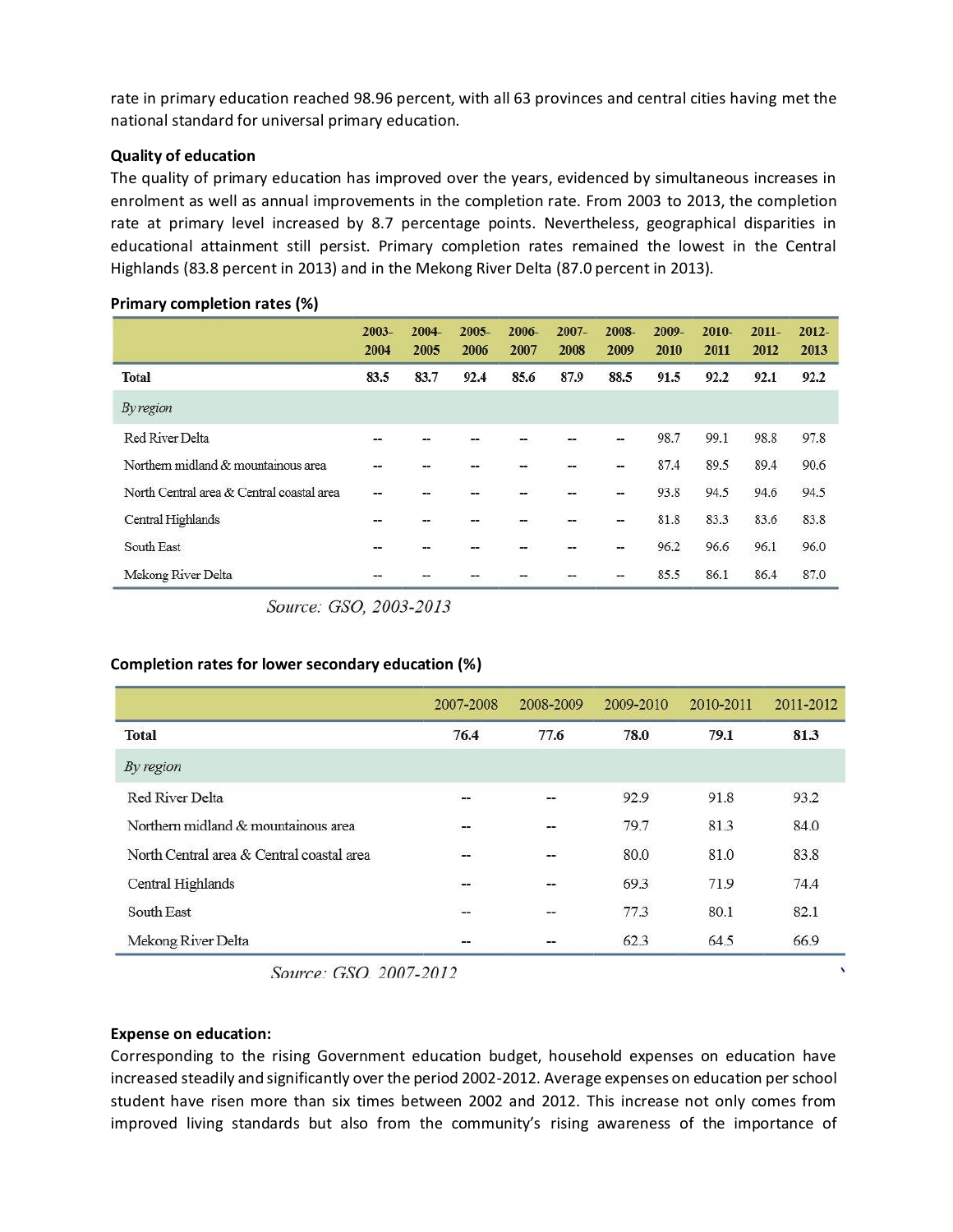rate in primary education reached 98.96 percent, with all 63 provinces and central cities having met the national standard for universal primary education.

**Quality of education**

The quality of primary education has improved over the years, evidenced by simultaneous increases in enrolment as well as annual improvements in the completion rate. From 2003 to 2013, the completion rate at primary level increased by 8.7 percentage points. Nevertheless, geographical disparities in educational attainment still persist. Primary completion rates remained the lowest in the Central Highlands (83.8 percent in 2013) and in the Mekong River Delta (87.0 percent in 2013).

**Primary completion rates (%)**

| | 2003-2004 | 2004-2005 | 2005-2006 | 2006-2007 | 2007-2008 | 2008-2009 | 2009-2010 | 2010-2011 | 2011-2012 | 2012-2013 |
|---|---|---|---|---|---|---|---|---|---|---|
| **Total** | **83.5** | **83.7** | **92.4** | **85.6** | **87.9** | **88.5** | **91.5** | **92.2** | **92.1** | **92.2** |
| *By region* | | | | | | | | | | |
| Red River Delta | -- | -- | -- | -- | -- | -- | 98.7 | 99.1 | 98.8 | 97.8 |
| Northern midland & mountainous area | -- | -- | -- | -- | -- | -- | 87.4 | 89.5 | 89.4 | 90.6 |
| North Central area & Central coastal area | -- | -- | -- | -- | -- | -- | 93.8 | 94.5 | 94.6 | 94.5 |
| Central Highlands | -- | -- | -- | -- | -- | -- | 81.8 | 83.3 | 83.6 | 83.8 |
| South East | -- | -- | -- | -- | -- | -- | 96.2 | 96.6 | 96.1 | 96.0 |
| Mekong River Delta | -- | -- | -- | -- | -- | -- | 85.5 | 86.1 | 86.4 | 87.0 |

*Source: GSO, 2003-2013*

**Completion rates for lower secondary education (%)**

| | 2007-2008 | 2008-2009 | 2009-2010 | 2010-2011 | 2011-2012 |
|---|---|---|---|---|---|
| **Total** | **76.4** | **77.6** | **78.0** | **79.1** | **81.3** |
| *By region* | | | | | |
| Red River Delta | -- | -- | 92.9 | 91.8 | 93.2 |
| Northern midland & mountainous area | -- | -- | 79.7 | 81.3 | 84.0 |
| North Central area & Central coastal area | -- | -- | 80.0 | 81.0 | 83.8 |
| Central Highlands | -- | -- | 69.3 | 71.9 | 74.4 |
| South East | -- | -- | 77.3 | 80.1 | 82.1 |
| Mekong River Delta | -- | -- | 62.3 | 64.5 | 66.9 |

*Source: GSO, 2007-2012*

**Expense on education:**

Corresponding to the rising Government education budget, household expenses on education have increased steadily and significantly over the period 2002-2012. Average expenses on education per school student have risen more than six times between 2002 and 2012. This increase not only comes from improved living standards but also from the community's rising awareness of the importance of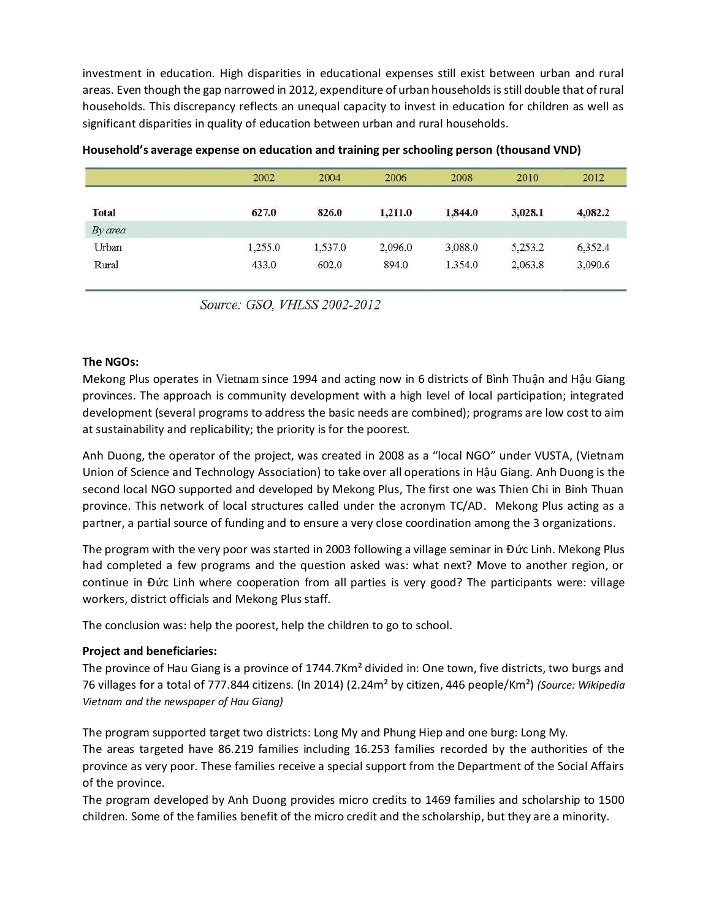investment in education. High disparities in educational expenses still exist between urban and rural areas. Even though the gap narrowed in 2012, expenditure of urban households is still double that of rural households. This discrepancy reflects an unequal capacity to invest in education for children as well as significant disparities in quality of education between urban and rural households.

**Household's average expense on education and training per schooling person (thousand VND)**

| | 2002 | 2004 | 2006 | 2008 | 2010 | 2012 |
|---|---|---|---|---|---|---|
| **Total** | **627.0** | **826.0** | **1,211.0** | **1,844.0** | **3,028.1** | **4,082.2** |
| *By area* | | | | | | |
| Urban | 1,255.0 | 1,537.0 | 2,096.0 | 3,088.0 | 5,253.2 | 6,352.4 |
| Rural | 433.0 | 602.0 | 894.0 | 1.354.0 | 2,063.8 | 3,090.6 |

*Source: GSO, VHLSS 2002-2012*

**The NGOs:**

Mekong Plus operates in Vietnam since 1994 and acting now in 6 districts of Bình Thuận and Hậu Giang provinces. The approach is community development with a high level of local participation; integrated development (several programs to address the basic needs are combined); programs are low cost to aim at sustainability and replicability; the priority is for the poorest.

Anh Duong, the operator of the project, was created in 2008 as a "local NGO" under VUSTA, (Vietnam Union of Science and Technology Association) to take over all operations in Hậu Giang. Anh Duong is the second local NGO supported and developed by Mekong Plus, The first one was Thien Chi in Binh Thuan province. This network of local structures called under the acronym TC/AD. Mekong Plus acting as a partner, a partial source of funding and to ensure a very close coordination among the 3 organizations.

The program with the very poor was started in 2003 following a village seminar in Đức Linh. Mekong Plus had completed a few programs and the question asked was: what next? Move to another region, or continue in Đức Linh where cooperation from all parties is very good? The participants were: village workers, district officials and Mekong Plus staff.

The conclusion was: help the poorest, help the children to go to school.

**Project and beneficiaries:**

The province of Hau Giang is a province of 1744.7Km² divided in: One town, five districts, two burgs and 76 villages for a total of 777.844 citizens. (In 2014) (2.24m² by citizen, 446 people/Km²) *(Source: Wikipedia Vietnam and the newspaper of Hau Giang)*

The program supported target two districts: Long My and Phung Hiep and one burg: Long My.
The areas targeted have 86.219 families including 16.253 families recorded by the authorities of the province as very poor. These families receive a special support from the Department of the Social Affairs of the province.
The program developed by Anh Duong provides micro credits to 1469 families and scholarship to 1500 children. Some of the families benefit of the micro credit and the scholarship, but they are a minority.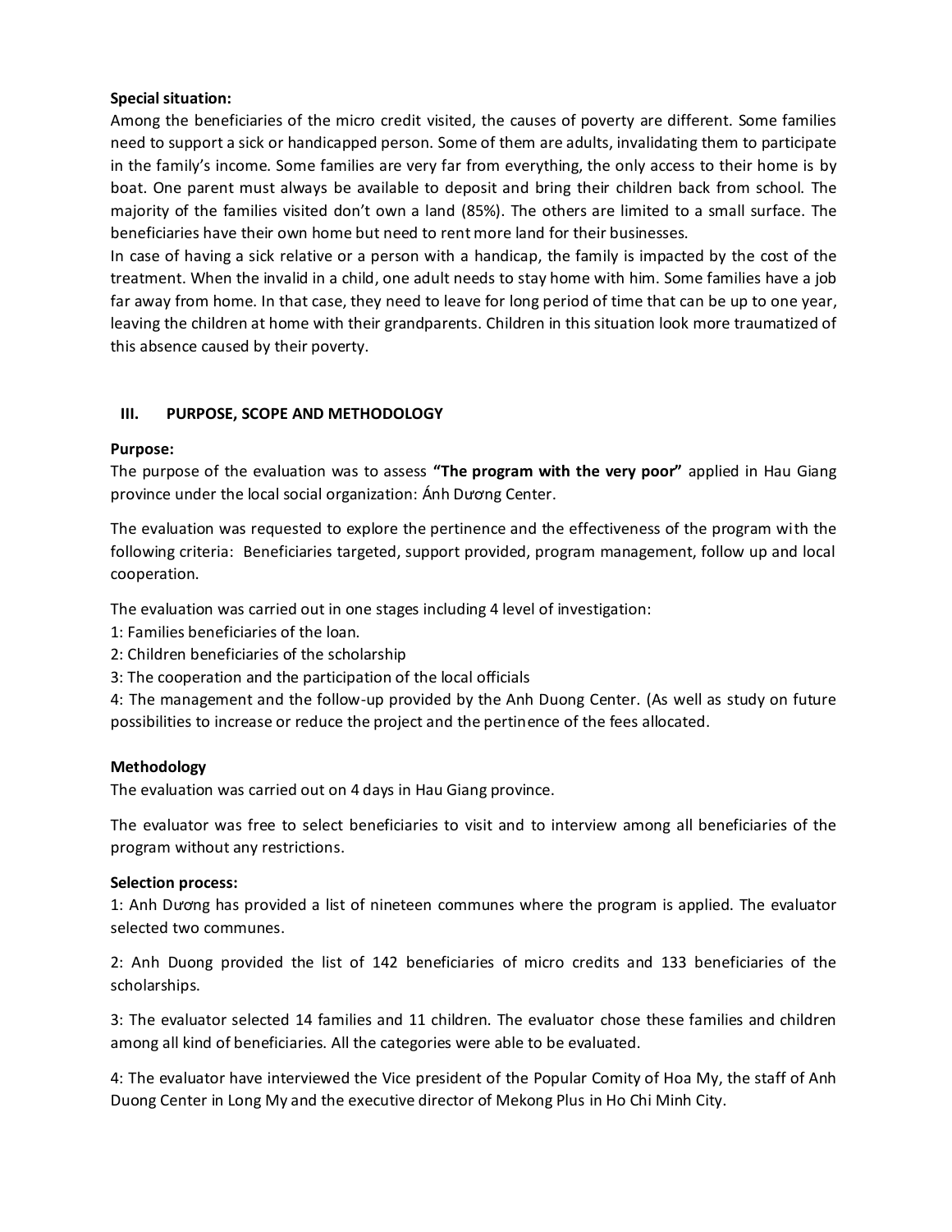**Special situation:**

Among the beneficiaries of the micro credit visited, the causes of poverty are different. Some families need to support a sick or handicapped person. Some of them are adults, invalidating them to participate in the family's income. Some families are very far from everything, the only access to their home is by boat. One parent must always be available to deposit and bring their children back from school. The majority of the families visited don't own a land (85%). The others are limited to a small surface. The beneficiaries have their own home but need to rent more land for their businesses.

In case of having a sick relative or a person with a handicap, the family is impacted by the cost of the treatment. When the invalid in a child, one adult needs to stay home with him. Some families have a job far away from home. In that case, they need to leave for long period of time that can be up to one year, leaving the children at home with their grandparents. Children in this situation look more traumatized of this absence caused by their poverty.

## III. PURPOSE, SCOPE AND METHODOLOGY

**Purpose:**

The purpose of the evaluation was to assess **"The program with the very poor"** applied in Hau Giang province under the local social organization: Ánh Dương Center.

The evaluation was requested to explore the pertinence and the effectiveness of the program with the following criteria: Beneficiaries targeted, support provided, program management, follow up and local cooperation.

The evaluation was carried out in one stages including 4 level of investigation:

1: Families beneficiaries of the loan.

2: Children beneficiaries of the scholarship

3: The cooperation and the participation of the local officials

4: The management and the follow-up provided by the Anh Duong Center. (As well as study on future possibilities to increase or reduce the project and the pertinence of the fees allocated.

**Methodology**

The evaluation was carried out on 4 days in Hau Giang province.

The evaluator was free to select beneficiaries to visit and to interview among all beneficiaries of the program without any restrictions.

**Selection process:**

1: Anh Dương has provided a list of nineteen communes where the program is applied. The evaluator selected two communes.

2: Anh Duong provided the list of 142 beneficiaries of micro credits and 133 beneficiaries of the scholarships.

3: The evaluator selected 14 families and 11 children. The evaluator chose these families and children among all kind of beneficiaries. All the categories were able to be evaluated.

4: The evaluator have interviewed the Vice president of the Popular Comity of Hoa My, the staff of Anh Duong Center in Long My and the executive director of Mekong Plus in Ho Chi Minh City.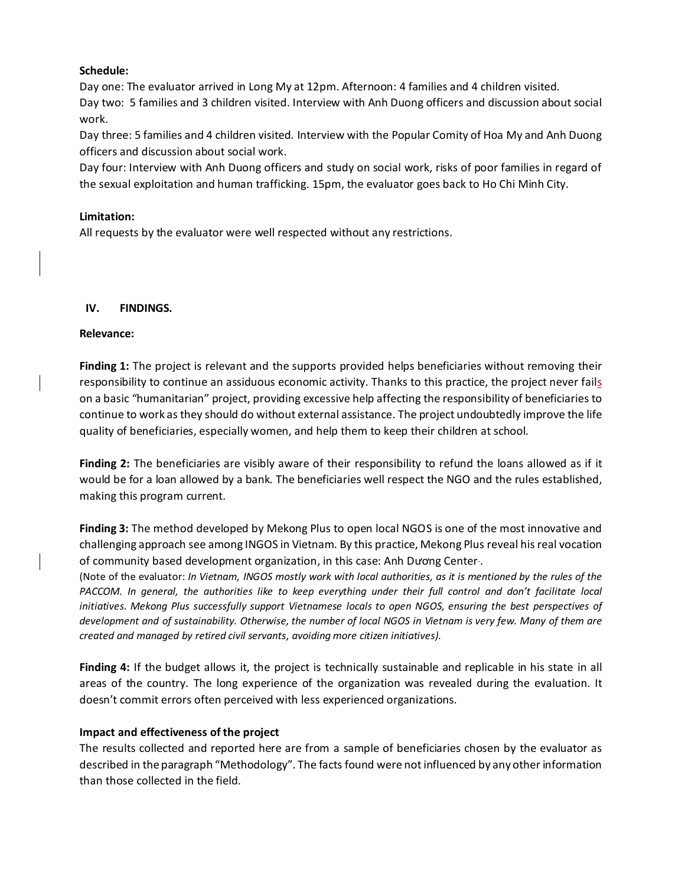**Schedule:**

Day one: The evaluator arrived in Long My at 12pm. Afternoon: 4 families and 4 children visited.

Day two: 5 families and 3 children visited. Interview with Anh Duong officers and discussion about social work.

Day three: 5 families and 4 children visited. Interview with the Popular Comity of Hoa My and Anh Duong officers and discussion about social work.

Day four: Interview with Anh Duong officers and study on social work, risks of poor families in regard of the sexual exploitation and human trafficking. 15pm, the evaluator goes back to Ho Chi Minh City.

**Limitation:**

All requests by the evaluator were well respected without any restrictions.

## IV. FINDINGS.

**Relevance:**

**Finding 1:** The project is relevant and the supports provided helps beneficiaries without removing their responsibility to continue an assiduous economic activity. Thanks to this practice, the project never fails on a basic "humanitarian" project, providing excessive help affecting the responsibility of beneficiaries to continue to work as they should do without external assistance. The project undoubtedly improve the life quality of beneficiaries, especially women, and help them to keep their children at school.

**Finding 2:** The beneficiaries are visibly aware of their responsibility to refund the loans allowed as if it would be for a loan allowed by a bank. The beneficiaries well respect the NGO and the rules established, making this program current.

**Finding 3:** The method developed by Mekong Plus to open local NGOS is one of the most innovative and challenging approach see among INGOS in Vietnam. By this practice, Mekong Plus reveal his real vocation of community based development organization, in this case: Anh Dương Center.

(Note of the evaluator: *In Vietnam, INGOS mostly work with local authorities, as it is mentioned by the rules of the PACCOM. In general, the authorities like to keep everything under their full control and don't facilitate local initiatives. Mekong Plus successfully support Vietnamese locals to open NGOS, ensuring the best perspectives of development and of sustainability. Otherwise, the number of local NGOS in Vietnam is very few. Many of them are created and managed by retired civil servants, avoiding more citizen initiatives).*

**Finding 4:** If the budget allows it, the project is technically sustainable and replicable in his state in all areas of the country. The long experience of the organization was revealed during the evaluation. It doesn't commit errors often perceived with less experienced organizations.

**Impact and effectiveness of the project**

The results collected and reported here are from a sample of beneficiaries chosen by the evaluator as described in the paragraph "Methodology". The facts found were not influenced by any other information than those collected in the field.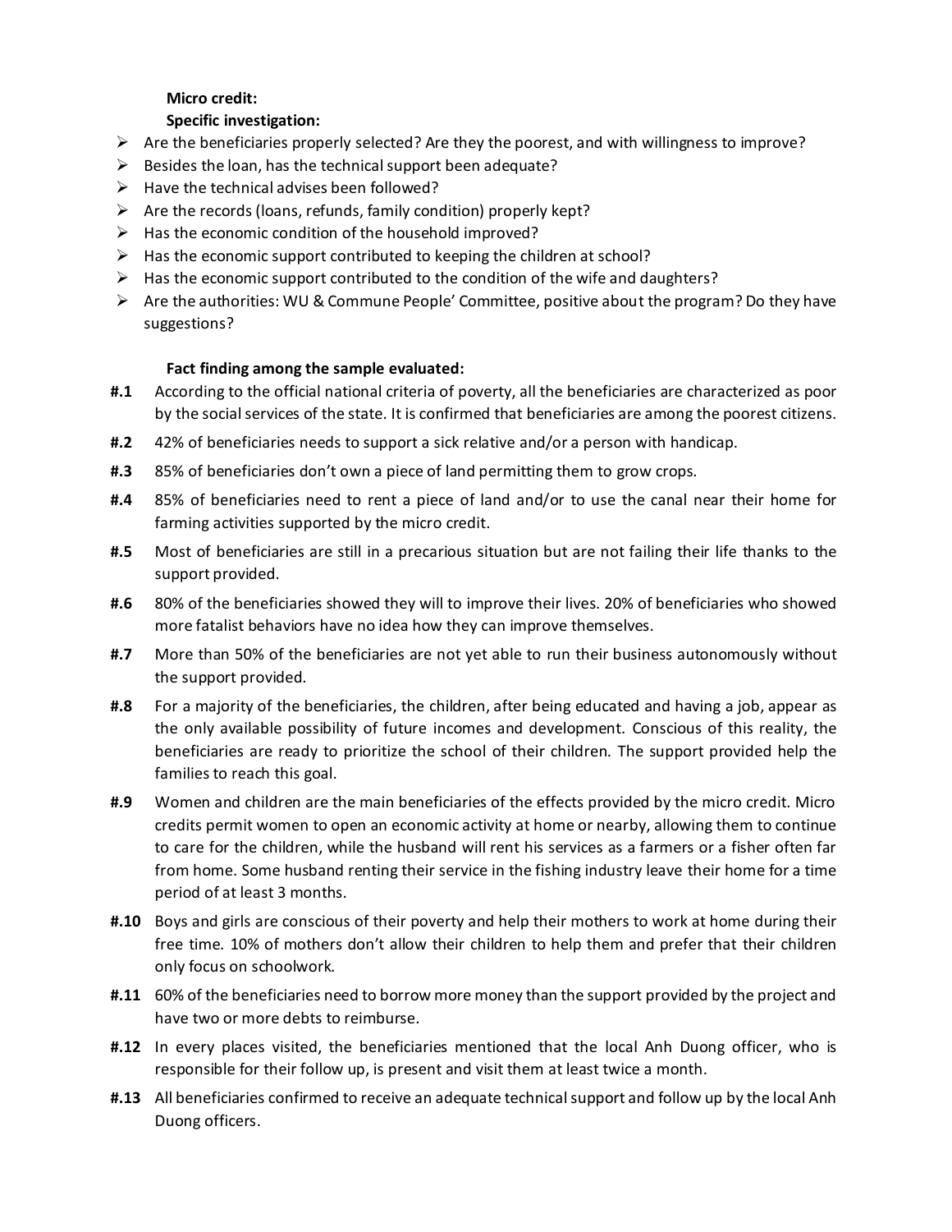**Micro credit:**

**Specific investigation:**

- Are the beneficiaries properly selected? Are they the poorest, and with willingness to improve?
- Besides the loan, has the technical support been adequate?
- Have the technical advises been followed?
- Are the records (loans, refunds, family condition) properly kept?
- Has the economic condition of the household improved?
- Has the economic support contributed to keeping the children at school?
- Has the economic support contributed to the condition of the wife and daughters?
- Are the authorities: WU & Commune People' Committee, positive about the program? Do they have suggestions?

**Fact finding among the sample evaluated:**

**#.1** According to the official national criteria of poverty, all the beneficiaries are characterized as poor by the social services of the state. It is confirmed that beneficiaries are among the poorest citizens.

**#.2** 42% of beneficiaries needs to support a sick relative and/or a person with handicap.

**#.3** 85% of beneficiaries don't own a piece of land permitting them to grow crops.

**#.4** 85% of beneficiaries need to rent a piece of land and/or to use the canal near their home for farming activities supported by the micro credit.

**#.5** Most of beneficiaries are still in a precarious situation but are not failing their life thanks to the support provided.

**#.6** 80% of the beneficiaries showed they will to improve their lives. 20% of beneficiaries who showed more fatalist behaviors have no idea how they can improve themselves.

**#.7** More than 50% of the beneficiaries are not yet able to run their business autonomously without the support provided.

**#.8** For a majority of the beneficiaries, the children, after being educated and having a job, appear as the only available possibility of future incomes and development. Conscious of this reality, the beneficiaries are ready to prioritize the school of their children. The support provided help the families to reach this goal.

**#.9** Women and children are the main beneficiaries of the effects provided by the micro credit. Micro credits permit women to open an economic activity at home or nearby, allowing them to continue to care for the children, while the husband will rent his services as a farmers or a fisher often far from home. Some husband renting their service in the fishing industry leave their home for a time period of at least 3 months.

**#.10** Boys and girls are conscious of their poverty and help their mothers to work at home during their free time. 10% of mothers don't allow their children to help them and prefer that their children only focus on schoolwork.

**#.11** 60% of the beneficiaries need to borrow more money than the support provided by the project and have two or more debts to reimburse.

**#.12** In every places visited, the beneficiaries mentioned that the local Anh Duong officer, who is responsible for their follow up, is present and visit them at least twice a month.

**#.13** All beneficiaries confirmed to receive an adequate technical support and follow up by the local Anh Duong officers.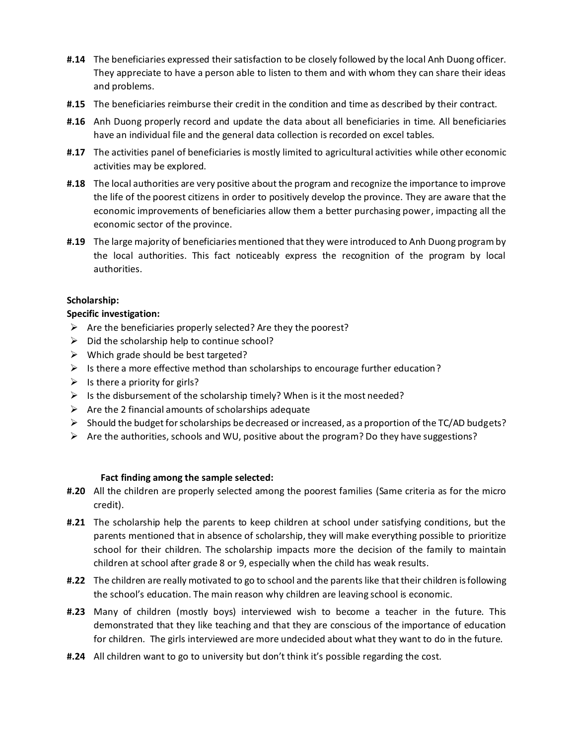**#.14** The beneficiaries expressed their satisfaction to be closely followed by the local Anh Duong officer. They appreciate to have a person able to listen to them and with whom they can share their ideas and problems.

**#.15** The beneficiaries reimburse their credit in the condition and time as described by their contract.

**#.16** Anh Duong properly record and update the data about all beneficiaries in time. All beneficiaries have an individual file and the general data collection is recorded on excel tables.

**#.17** The activities panel of beneficiaries is mostly limited to agricultural activities while other economic activities may be explored.

**#.18** The local authorities are very positive about the program and recognize the importance to improve the life of the poorest citizens in order to positively develop the province. They are aware that the economic improvements of beneficiaries allow them a better purchasing power, impacting all the economic sector of the province.

**#.19** The large majority of beneficiaries mentioned that they were introduced to Anh Duong program by the local authorities. This fact noticeably express the recognition of the program by local authorities.

**Scholarship:**

**Specific investigation:**

- Are the beneficiaries properly selected? Are they the poorest?
- Did the scholarship help to continue school?
- Which grade should be best targeted?
- Is there a more effective method than scholarships to encourage further education?
- Is there a priority for girls?
- Is the disbursement of the scholarship timely? When is it the most needed?
- Are the 2 financial amounts of scholarships adequate
- Should the budget for scholarships be decreased or increased, as a proportion of the TC/AD budgets?
- Are the authorities, schools and WU, positive about the program? Do they have suggestions?

**Fact finding among the sample selected:**

**#.20** All the children are properly selected among the poorest families (Same criteria as for the micro credit).

**#.21** The scholarship help the parents to keep children at school under satisfying conditions, but the parents mentioned that in absence of scholarship, they will make everything possible to prioritize school for their children. The scholarship impacts more the decision of the family to maintain children at school after grade 8 or 9, especially when the child has weak results.

**#.22** The children are really motivated to go to school and the parents like that their children is following the school's education. The main reason why children are leaving school is economic.

**#.23** Many of children (mostly boys) interviewed wish to become a teacher in the future. This demonstrated that they like teaching and that they are conscious of the importance of education for children. The girls interviewed are more undecided about what they want to do in the future.

**#.24** All children want to go to university but don't think it's possible regarding the cost.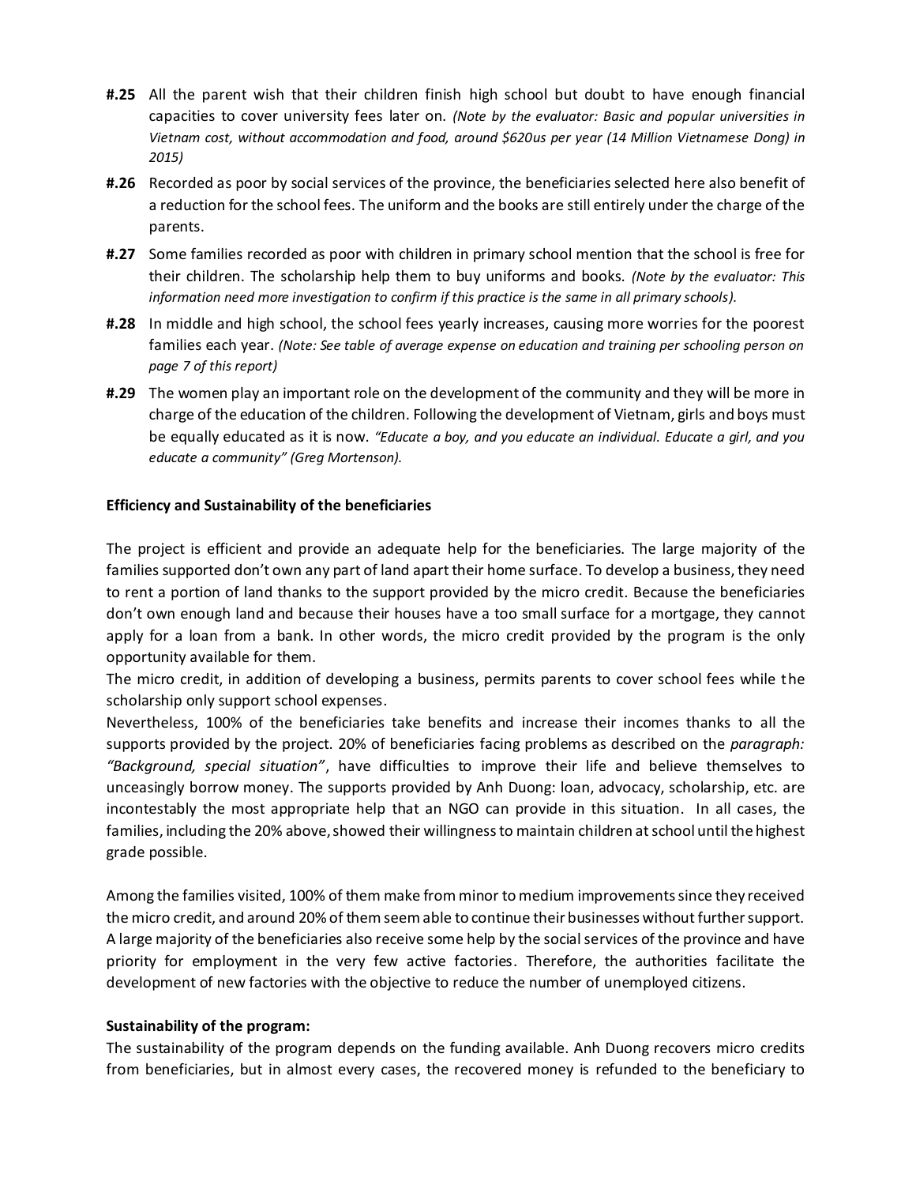**#.25** All the parent wish that their children finish high school but doubt to have enough financial capacities to cover university fees later on. *(Note by the evaluator: Basic and popular universities in Vietnam cost, without accommodation and food, around $620us per year (14 Million Vietnamese Dong) in 2015)*

**#.26** Recorded as poor by social services of the province, the beneficiaries selected here also benefit of a reduction for the school fees. The uniform and the books are still entirely under the charge of the parents.

**#.27** Some families recorded as poor with children in primary school mention that the school is free for their children. The scholarship help them to buy uniforms and books. *(Note by the evaluator: This information need more investigation to confirm if this practice is the same in all primary schools).*

**#.28** In middle and high school, the school fees yearly increases, causing more worries for the poorest families each year. *(Note: See table of average expense on education and training per schooling person on page 7 of this report)*

**#.29** The women play an important role on the development of the community and they will be more in charge of the education of the children. Following the development of Vietnam, girls and boys must be equally educated as it is now. *"Educate a boy, and you educate an individual. Educate a girl, and you educate a community" (Greg Mortenson).*

**Efficiency and Sustainability of the beneficiaries**

The project is efficient and provide an adequate help for the beneficiaries. The large majority of the families supported don't own any part of land apart their home surface. To develop a business, they need to rent a portion of land thanks to the support provided by the micro credit. Because the beneficiaries don't own enough land and because their houses have a too small surface for a mortgage, they cannot apply for a loan from a bank. In other words, the micro credit provided by the program is the only opportunity available for them.
The micro credit, in addition of developing a business, permits parents to cover school fees while the scholarship only support school expenses.
Nevertheless, 100% of the beneficiaries take benefits and increase their incomes thanks to all the supports provided by the project. 20% of beneficiaries facing problems as described on the *paragraph: "Background, special situation"*, have difficulties to improve their life and believe themselves to unceasingly borrow money. The supports provided by Anh Duong: loan, advocacy, scholarship, etc. are incontestably the most appropriate help that an NGO can provide in this situation. In all cases, the families, including the 20% above, showed their willingness to maintain children at school until the highest grade possible.

Among the families visited, 100% of them make from minor to medium improvements since they received the micro credit, and around 20% of them seem able to continue their businesses without further support. A large majority of the beneficiaries also receive some help by the social services of the province and have priority for employment in the very few active factories. Therefore, the authorities facilitate the development of new factories with the objective to reduce the number of unemployed citizens.

**Sustainability of the program:**
The sustainability of the program depends on the funding available. Anh Duong recovers micro credits from beneficiaries, but in almost every cases, the recovered money is refunded to the beneficiary to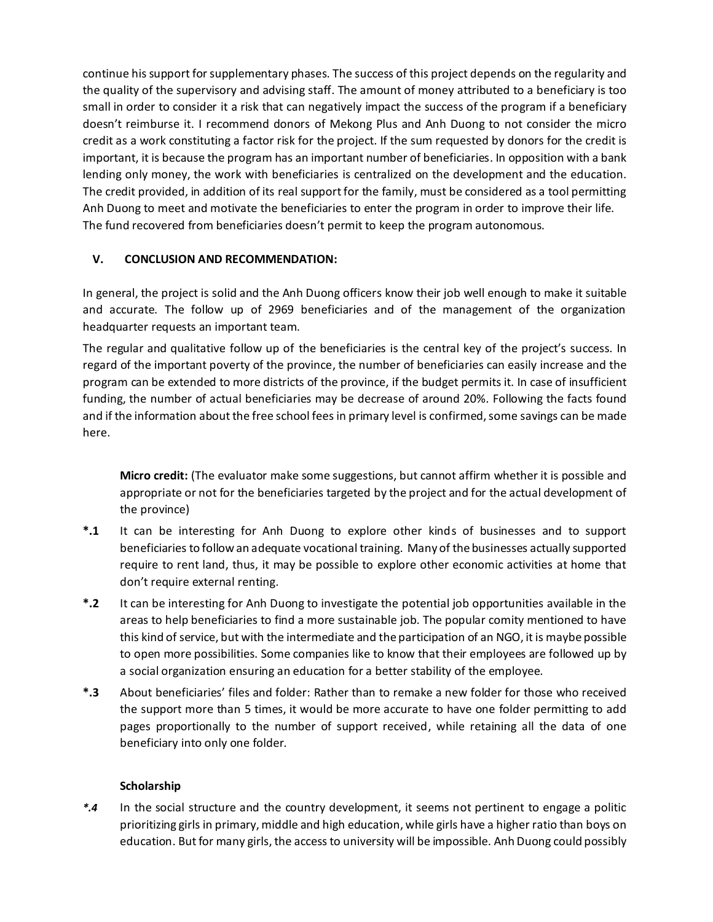continue his support for supplementary phases. The success of this project depends on the regularity and the quality of the supervisory and advising staff. The amount of money attributed to a beneficiary is too small in order to consider it a risk that can negatively impact the success of the program if a beneficiary doesn't reimburse it. I recommend donors of Mekong Plus and Anh Duong to not consider the micro credit as a work constituting a factor risk for the project. If the sum requested by donors for the credit is important, it is because the program has an important number of beneficiaries. In opposition with a bank lending only money, the work with beneficiaries is centralized on the development and the education. The credit provided, in addition of its real support for the family, must be considered as a tool permitting Anh Duong to meet and motivate the beneficiaries to enter the program in order to improve their life. The fund recovered from beneficiaries doesn't permit to keep the program autonomous.

## V. CONCLUSION AND RECOMMENDATION:

In general, the project is solid and the Anh Duong officers know their job well enough to make it suitable and accurate. The follow up of 2969 beneficiaries and of the management of the organization headquarter requests an important team.

The regular and qualitative follow up of the beneficiaries is the central key of the project's success. In regard of the important poverty of the province, the number of beneficiaries can easily increase and the program can be extended to more districts of the province, if the budget permits it. In case of insufficient funding, the number of actual beneficiaries may be decrease of around 20%. Following the facts found and if the information about the free school fees in primary level is confirmed, some savings can be made here.

**Micro credit:** (The evaluator make some suggestions, but cannot affirm whether it is possible and appropriate or not for the beneficiaries targeted by the project and for the actual development of the province)

**\*.1** It can be interesting for Anh Duong to explore other kinds of businesses and to support beneficiaries to follow an adequate vocational training. Many of the businesses actually supported require to rent land, thus, it may be possible to explore other economic activities at home that don't require external renting.

**\*.2** It can be interesting for Anh Duong to investigate the potential job opportunities available in the areas to help beneficiaries to find a more sustainable job. The popular comity mentioned to have this kind of service, but with the intermediate and the participation of an NGO, it is maybe possible to open more possibilities. Some companies like to know that their employees are followed up by a social organization ensuring an education for a better stability of the employee.

**\*.3** About beneficiaries' files and folder: Rather than to remake a new folder for those who received the support more than 5 times, it would be more accurate to have one folder permitting to add pages proportionally to the number of support received, while retaining all the data of one beneficiary into only one folder.

**Scholarship**

***\*.4*** In the social structure and the country development, it seems not pertinent to engage a politic prioritizing girls in primary, middle and high education, while girls have a higher ratio than boys on education. But for many girls, the access to university will be impossible. Anh Duong could possibly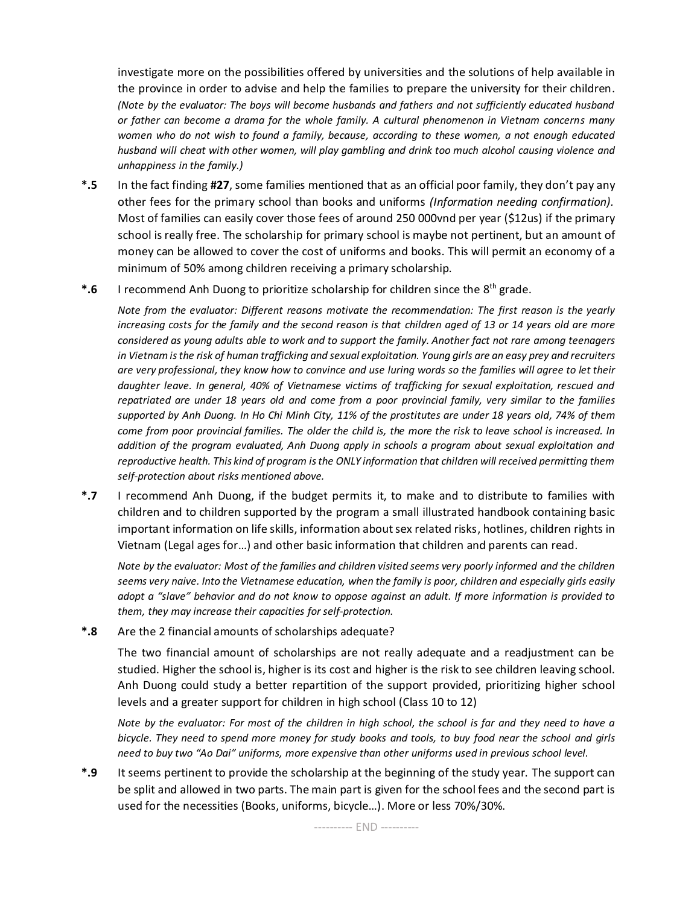investigate more on the possibilities offered by universities and the solutions of help available in the province in order to advise and help the families to prepare the university for their children. *(Note by the evaluator: The boys will become husbands and fathers and not sufficiently educated husband or father can become a drama for the whole family. A cultural phenomenon in Vietnam concerns many women who do not wish to found a family, because, according to these women, a not enough educated husband will cheat with other women, will play gambling and drink too much alcohol causing violence and unhappiness in the family.)*

**\*.5** In the fact finding **#27**, some families mentioned that as an official poor family, they don't pay any other fees for the primary school than books and uniforms *(Information needing confirmation)*. Most of families can easily cover those fees of around 250 000vnd per year ($12us) if the primary school is really free. The scholarship for primary school is maybe not pertinent, but an amount of money can be allowed to cover the cost of uniforms and books. This will permit an economy of a minimum of 50% among children receiving a primary scholarship.

**\*.6** I recommend Anh Duong to prioritize scholarship for children since the 8th grade.

*Note from the evaluator: Different reasons motivate the recommendation: The first reason is the yearly increasing costs for the family and the second reason is that children aged of 13 or 14 years old are more considered as young adults able to work and to support the family. Another fact not rare among teenagers in Vietnam is the risk of human trafficking and sexual exploitation. Young girls are an easy prey and recruiters are very professional, they know how to convince and use luring words so the families will agree to let their daughter leave. In general, 40% of Vietnamese victims of trafficking for sexual exploitation, rescued and repatriated are under 18 years old and come from a poor provincial family, very similar to the families supported by Anh Duong. In Ho Chi Minh City, 11% of the prostitutes are under 18 years old, 74% of them come from poor provincial families. The older the child is, the more the risk to leave school is increased. In addition of the program evaluated, Anh Duong apply in schools a program about sexual exploitation and reproductive health. This kind of program is the ONLY information that children will received permitting them self-protection about risks mentioned above.*

**\*.7** I recommend Anh Duong, if the budget permits it, to make and to distribute to families with children and to children supported by the program a small illustrated handbook containing basic important information on life skills, information about sex related risks, hotlines, children rights in Vietnam (Legal ages for…) and other basic information that children and parents can read.

*Note by the evaluator: Most of the families and children visited seems very poorly informed and the children seems very naive. Into the Vietnamese education, when the family is poor, children and especially girls easily adopt a "slave" behavior and do not know to oppose against an adult. If more information is provided to them, they may increase their capacities for self-protection.*

**\*.8** Are the 2 financial amounts of scholarships adequate?

The two financial amount of scholarships are not really adequate and a readjustment can be studied. Higher the school is, higher is its cost and higher is the risk to see children leaving school. Anh Duong could study a better repartition of the support provided, prioritizing higher school levels and a greater support for children in high school (Class 10 to 12)

*Note by the evaluator: For most of the children in high school, the school is far and they need to have a bicycle. They need to spend more money for study books and tools, to buy food near the school and girls need to buy two "Ao Dai" uniforms, more expensive than other uniforms used in previous school level.*

**\*.9** It seems pertinent to provide the scholarship at the beginning of the study year. The support can be split and allowed in two parts. The main part is given for the school fees and the second part is used for the necessities (Books, uniforms, bicycle…). More or less 70%/30%.

---------- END ----------